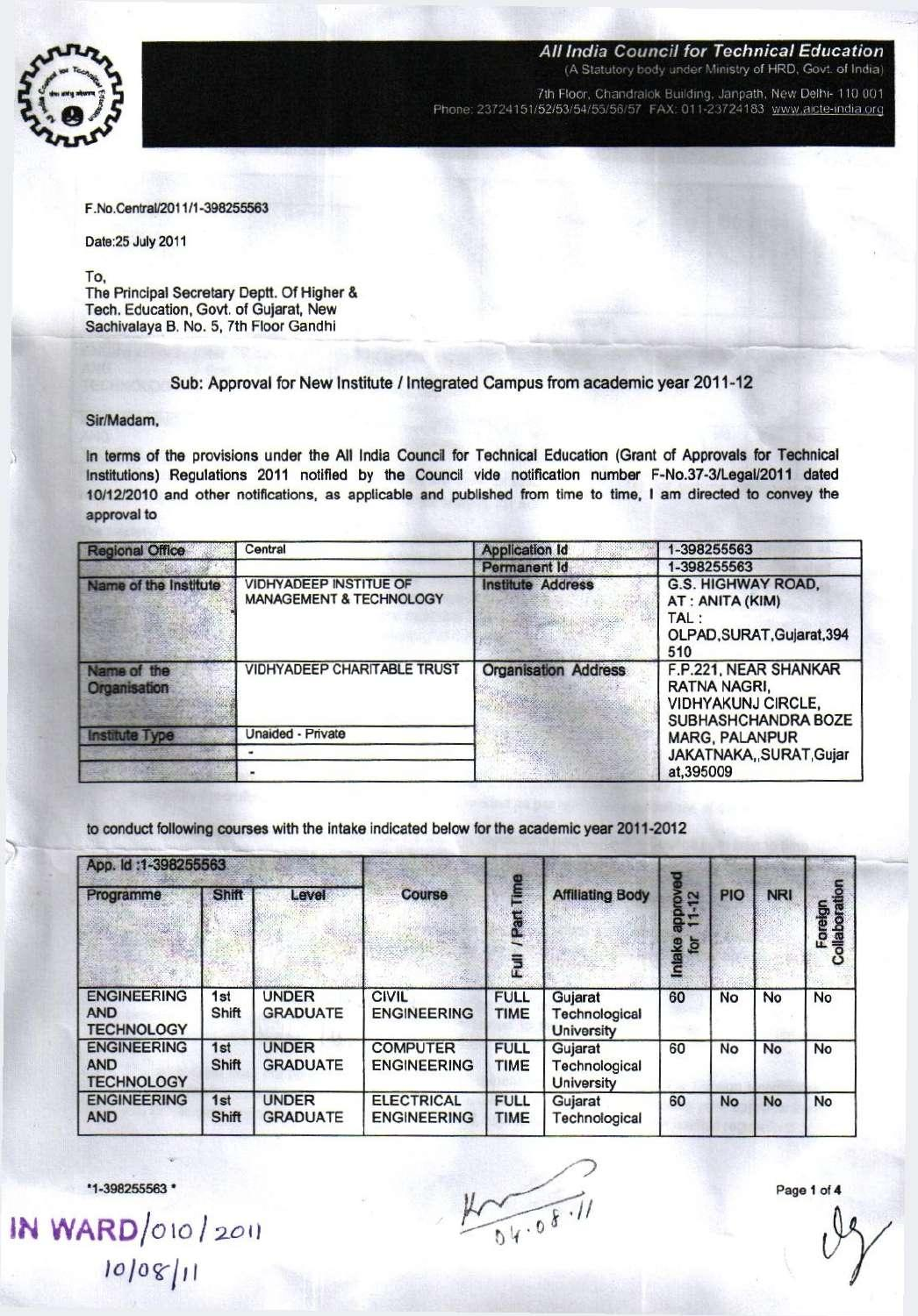**All India Council for Technical Education**
(A Statutory body under Ministry of HRD, Govt. of India)
7th Floor, Chandralok Building, Janpath, New Delhi- 110 001
Phone: 23724151/52/53/54/55/56/57 FAX: 011-23724183 www.aicte-india.org

F.No.Central/2011/1-398255563

Date:25 July 2011

To,
The Principal Secretary Deptt. Of Higher & Tech. Education, Govt. of Gujarat, New Sachivalaya B. No. 5, 7th Floor Gandhi

Sub: Approval for New Institute / Integrated Campus from academic year 2011-12

Sir/Madam,

In terms of the provisions under the All India Council for Technical Education (Grant of Approvals for Technical Institutions) Regulations 2011 notified by the Council vide notification number F-No.37-3/Legal/2011 dated 10/12/2010 and other notifications, as applicable and published from time to time, I am directed to convey the approval to

| Regional Office | Central | Application Id | 1-398255563 |
|---|---|---|---|
| | | Permanent Id | 1-398255563 |
| Name of the Institute | VIDHYADEEP INSTITUE OF MANAGEMENT & TECHNOLOGY | Institute Address | G.S. HIGHWAY ROAD, AT : ANITA (KIM) TAL : OLPAD,SURAT,Gujarat,394 510 |
| Name of the Organisation | VIDHYADEEP CHARITABLE TRUST | Organisation Address | F.P.221, NEAR SHANKAR RATNA NAGRI, VIDHYAKUNJ CIRCLE, SUBHASHCHANDRA BOZE MARG, PALANPUR JAKATNAKA,,SURAT,Gujarat,395009 |
| Institute Type | Unaided - Private | | |
| | - | | |
| | - | | |

to conduct following courses with the intake indicated below for the academic year 2011-2012

| App. Id :1-398255563 | | | | | | | | | |
|---|---|---|---|---|---|---|---|---|---|
| Programme | Shift | Level | Course | Full / Part Time | Affiliating Body | Intake approved for 11-12 | PIO | NRI | Foreign Collaboration |
| ENGINEERING AND TECHNOLOGY | 1st Shift | UNDER GRADUATE | CIVIL ENGINEERING | FULL TIME | Gujarat Technological University | 60 | No | No | No |
| ENGINEERING AND TECHNOLOGY | 1st Shift | UNDER GRADUATE | COMPUTER ENGINEERING | FULL TIME | Gujarat Technological University | 60 | No | No | No |
| ENGINEERING AND | 1st Shift | UNDER GRADUATE | ELECTRICAL ENGINEERING | FULL TIME | Gujarat Technological | 60 | No | No | No |

*1-398255563*

IN WARD/010/2011
10/08/11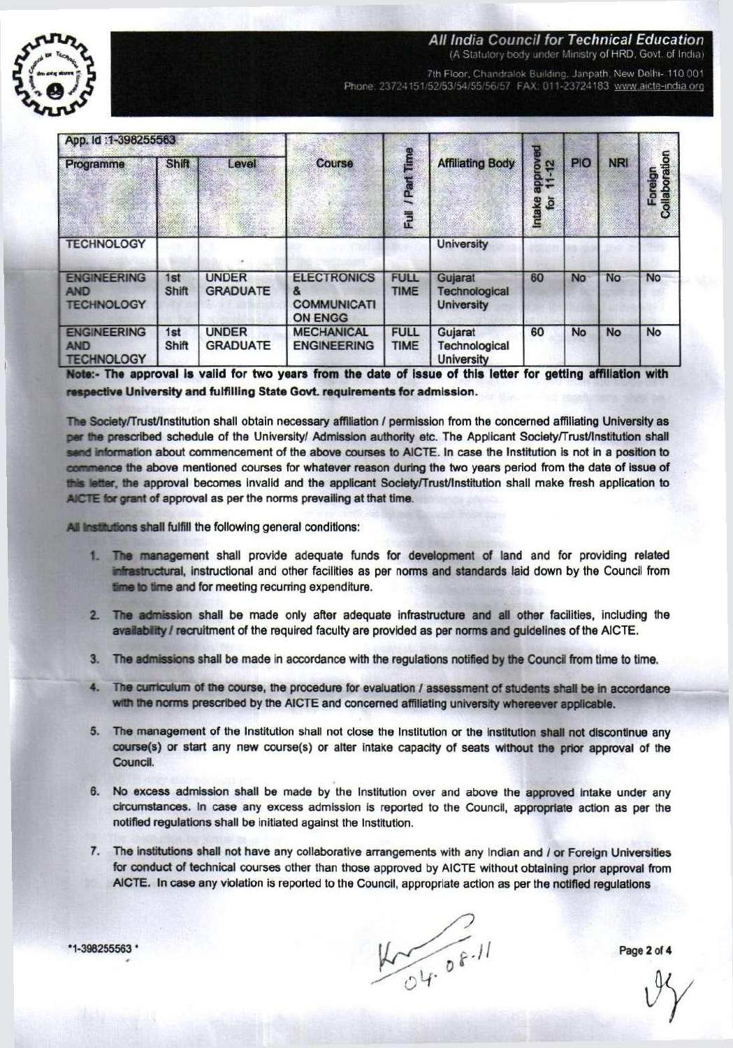# All India Council for Technical Education

(A Statutory body under Ministry of HRD, Govt. of India)

7th Floor, Chandralok Building, Janpath, New Delhi- 110 001
Phone: 23724151/52/53/54/55/56/57 FAX: 011-23724183 www.aicte-india.org

| App. Id :1-398255563 | | | | | | | | | |
|---|---|---|---|---|---|---|---|---|---|
| Programme | Shift | Level | Course | Full / Part Time | Affiliating Body | Intake approved for 11-12 | PIO | NRI | Foreign Collaboration |
| TECHNOLOGY | | | | | University | | | | |
| ENGINEERING AND TECHNOLOGY | 1st Shift | UNDER GRADUATE | ELECTRONICS & COMMUNICATION ENGG | FULL TIME | Gujarat Technological University | 60 | No | No | No |
| ENGINEERING AND TECHNOLOGY | 1st Shift | UNDER GRADUATE | MECHANICAL ENGINEERING | FULL TIME | Gujarat Technological University | 60 | No | No | No |

**Note:- The approval is valid for two years from the date of issue of this letter for getting affiliation with respective University and fulfilling State Govt. requirements for admission.**

The Society/Trust/Institution shall obtain necessary affiliation / permission from the concerned affiliating University as per the prescribed schedule of the University/ Admission authority etc. The Applicant Society/Trust/Institution shall send information about commencement of the above courses to AICTE. In case the Institution is not in a position to commence the above mentioned courses for whatever reason during the two years period from the date of issue of this letter, the approval becomes invalid and the applicant Society/Trust/Institution shall make fresh application to AICTE for grant of approval as per the norms prevailing at that time.

All Institutions shall fulfill the following general conditions:

1. The management shall provide adequate funds for development of land and for providing related infrastructural, instructional and other facilities as per norms and standards laid down by the Council from time to time and for meeting recurring expenditure.
2. The admission shall be made only after adequate infrastructure and all other facilities, including the availability / recruitment of the required faculty are provided as per norms and guidelines of the AICTE.
3. The admissions shall be made in accordance with the regulations notified by the Council from time to time.
4. The curriculum of the course, the procedure for evaluation / assessment of students shall be in accordance with the norms prescribed by the AICTE and concerned affiliating university whereever applicable.
5. The management of the Institution shall not close the Institution or the institution shall not discontinue any course(s) or start any new course(s) or alter intake capacity of seats without the prior approval of the Council.
6. No excess admission shall be made by the Institution over and above the approved intake under any circumstances. In case any excess admission is reported to the Council, appropriate action as per the notified regulations shall be initiated against the Institution.
7. The institutions shall not have any collaborative arrangements with any Indian and / or Foreign Universities for conduct of technical courses other than those approved by AICTE without obtaining prior approval from AICTE. In case any violation is reported to the Council, appropriate action as per the notified regulations

*1-398255563*

04.08.11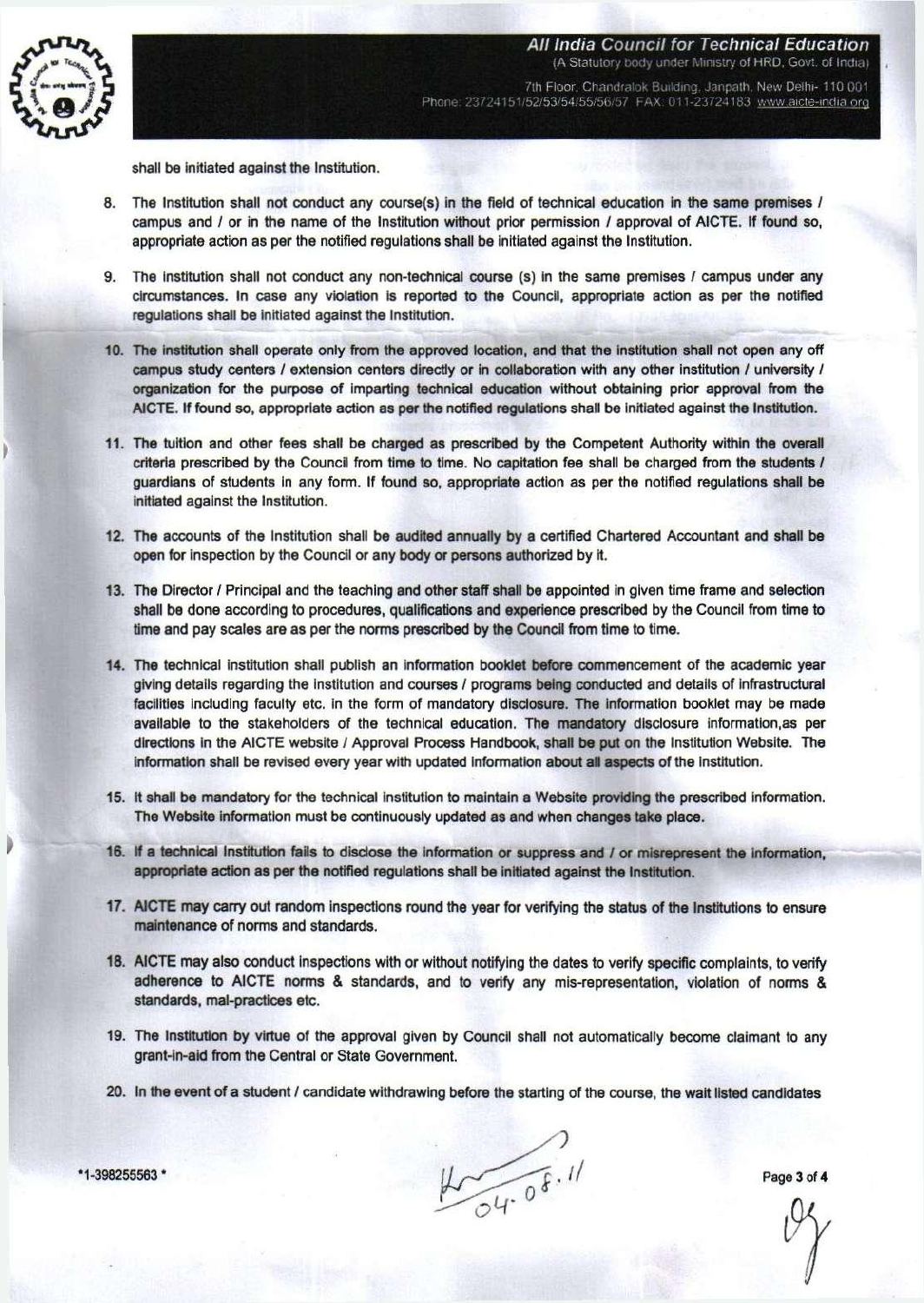shall be initiated against the Institution.

8. The Institution shall not conduct any course(s) in the field of technical education in the same premises / campus and / or in the name of the Institution without prior permission / approval of AICTE. If found so, appropriate action as per the notified regulations shall be initiated against the Institution.

9. The Institution shall not conduct any non-technical course (s) in the same premises / campus under any circumstances. In case any violation is reported to the Council, appropriate action as per the notified regulations shall be initiated against the Institution.

10. The institution shall operate only from the approved location, and that the institution shall not open any off campus study centers / extension centers directly or in collaboration with any other institution / university / organization for the purpose of imparting technical education without obtaining prior approval from the AICTE. If found so, appropriate action as per the notified regulations shall be initiated against the Institution.

11. The tuition and other fees shall be charged as prescribed by the Competent Authority within the overall criteria prescribed by the Council from time to time. No capitation fee shall be charged from the students / guardians of students in any form. If found so, appropriate action as per the notified regulations shall be initiated against the Institution.

12. The accounts of the Institution shall be audited annually by a certified Chartered Accountant and shall be open for inspection by the Council or any body or persons authorized by it.

13. The Director / Principal and the teaching and other staff shall be appointed in given time frame and selection shall be done according to procedures, qualifications and experience prescribed by the Council from time to time and pay scales are as per the norms prescribed by the Council from time to time.

14. The technical institution shall publish an information booklet before commencement of the academic year giving details regarding the institution and courses / programs being conducted and details of infrastructural facilities including faculty etc. in the form of mandatory disclosure. The information booklet may be made available to the stakeholders of the technical education. The mandatory disclosure information,as per directions in the AICTE website / Approval Process Handbook, shall be put on the Institution Website. The information shall be revised every year with updated information about all aspects of the Institution.

15. It shall be mandatory for the technical institution to maintain a Website providing the prescribed information. The Website information must be continuously updated as and when changes take place.

16. If a technical Institution fails to disclose the information or suppress and / or misrepresent the information, appropriate action as per the notified regulations shall be initiated against the Institution.

17. AICTE may carry out random inspections round the year for verifying the status of the Institutions to ensure maintenance of norms and standards.

18. AICTE may also conduct inspections with or without notifying the dates to verify specific complaints, to verify adherence to AICTE norms & standards, and to verify any mis-representation, violation of norms & standards, mal-practices etc.

19. The Institution by virtue of the approval given by Council shall not automatically become claimant to any grant-in-aid from the Central or State Government.

20. In the event of a student / candidate withdrawing before the starting of the course, the wait listed candidates

*1-398255563*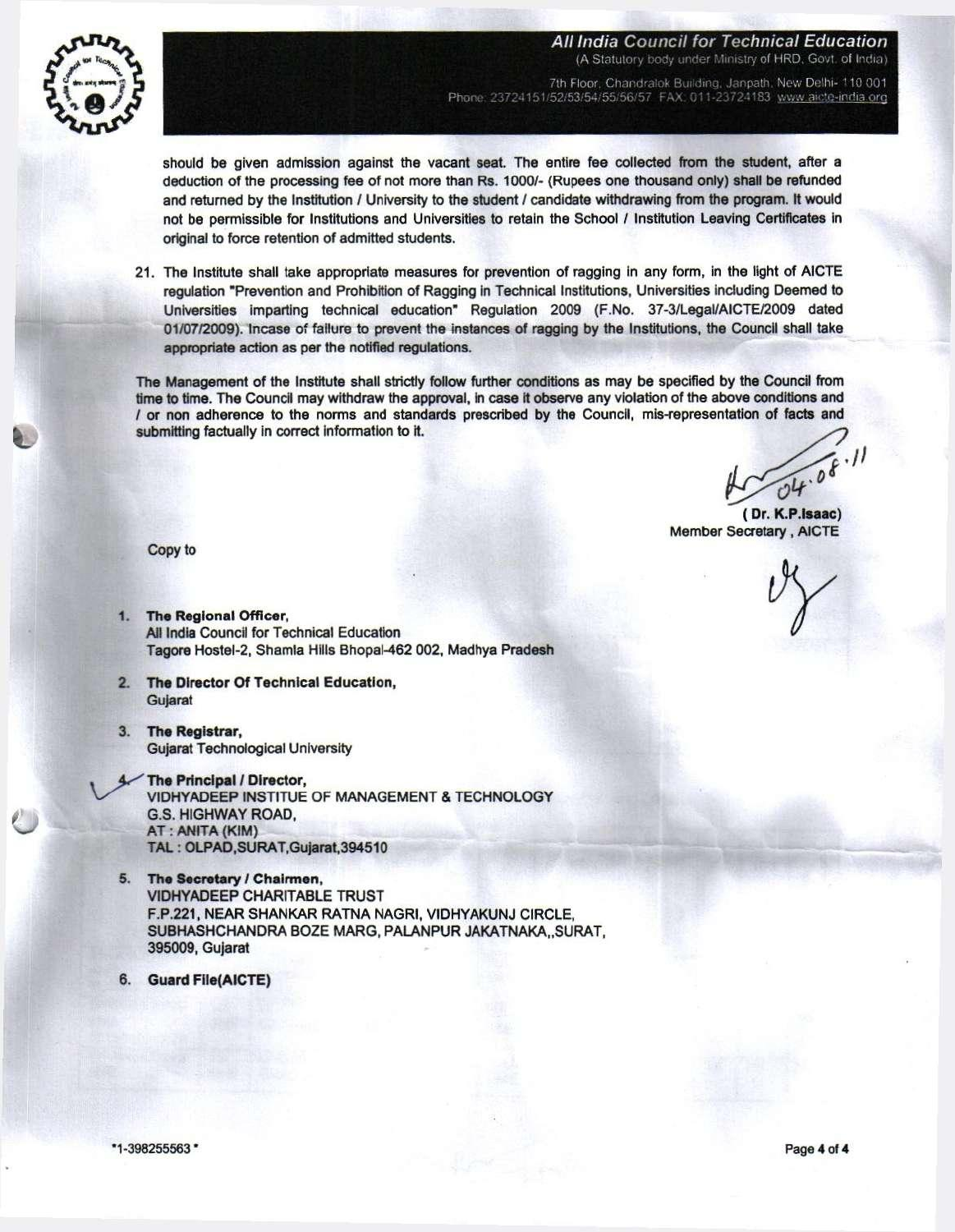should be given admission against the vacant seat. The entire fee collected from the student, after a deduction of the processing fee of not more than Rs. 1000/- (Rupees one thousand only) shall be refunded and returned by the Institution / University to the student / candidate withdrawing from the program. It would not be permissible for Institutions and Universities to retain the School / Institution Leaving Certificates in original to force retention of admitted students.

21. The Institute shall take appropriate measures for prevention of ragging in any form, in the light of AICTE regulation "Prevention and Prohibition of Ragging in Technical Institutions, Universities including Deemed to Universities imparting technical education" Regulation 2009 (F.No. 37-3/Legal/AICTE/2009 dated 01/07/2009). Incase of failure to prevent the instances of ragging by the Institutions, the Council shall take appropriate action as per the notified regulations.

The Management of the Institute shall strictly follow further conditions as may be specified by the Council from time to time. The Council may withdraw the approval, in case it observe any violation of the above conditions and / or non adherence to the norms and standards prescribed by the Council, mis-representation of facts and submitting factually in correct information to it.

04.08.11

**( Dr. K.P.Isaac)**
Member Secretary , AICTE

Copy to

1. **The Regional Officer,**
   All India Council for Technical Education
   Tagore Hostel-2, Shamla Hills Bhopal-462 002, Madhya Pradesh

2. **The Director Of Technical Education,**
   Gujarat

3. **The Registrar,**
   Gujarat Technological University

4. **The Principal / Director,**
   VIDHYADEEP INSTITUE OF MANAGEMENT & TECHNOLOGY
   G.S. HIGHWAY ROAD,
   AT : ANITA (KIM)
   TAL : OLPAD,SURAT,Gujarat,394510

5. **The Secretary / Chairmen,**
   VIDHYADEEP CHARITABLE TRUST
   F.P.221, NEAR SHANKAR RATNA NAGRI, VIDHYAKUNJ CIRCLE,
   SUBHASHCHANDRA BOZE MARG, PALANPUR JAKATNAKA,,SURAT,
   395009, Gujarat

6. **Guard File(AICTE)**

*1-398255563*